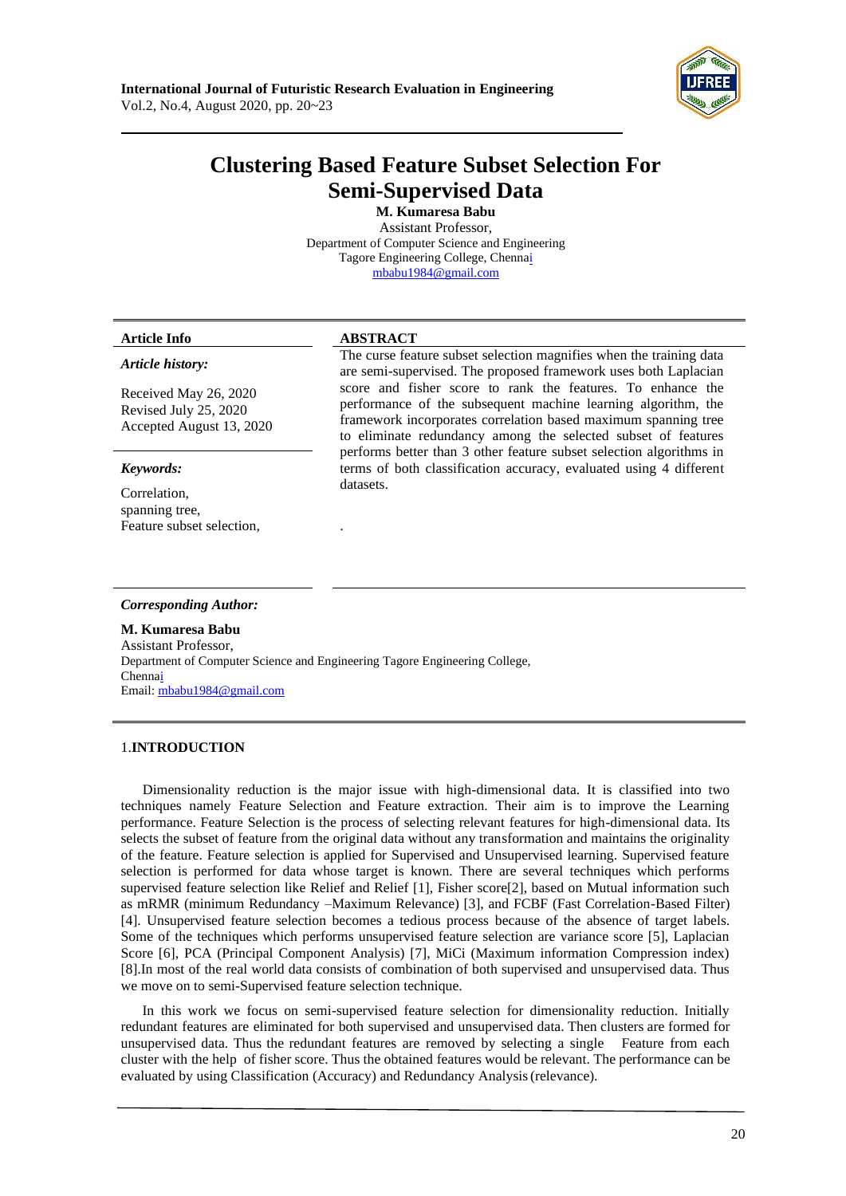# Clustering Based Feature Subset Selection For Semi-Supervised Data

**M. Kumaresa Babu**
Assistant Professor,
Department of Computer Science and Engineering
Tagore Engineering College, Chennai
mbabu1984@gmail.com

**Article Info**

*Article history:*

Received May 26, 2020
Revised July 25, 2020
Accepted August 13, 2020

*Keywords:*

Correlation,
spanning tree,
Feature subset selection,

**ABSTRACT**

The curse feature subset selection magnifies when the training data are semi-supervised. The proposed framework uses both Laplacian score and fisher score to rank the features. To enhance the performance of the subsequent machine learning algorithm, the framework incorporates correlation based maximum spanning tree to eliminate redundancy among the selected subset of features performs better than 3 other feature subset selection algorithms in terms of both classification accuracy, evaluated using 4 different datasets.

.

***Corresponding Author:***

**M. Kumaresa Babu**
Assistant Professor,
Department of Computer Science and Engineering Tagore Engineering College, Chennai
Email: mbabu1984@gmail.com

## 1.INTRODUCTION

Dimensionality reduction is the major issue with high-dimensional data. It is classified into two techniques namely Feature Selection and Feature extraction. Their aim is to improve the Learning performance. Feature Selection is the process of selecting relevant features for high-dimensional data. Its selects the subset of feature from the original data without any transformation and maintains the originality of the feature. Feature selection is applied for Supervised and Unsupervised learning. Supervised feature selection is performed for data whose target is known. There are several techniques which performs supervised feature selection like Relief and Relief [1], Fisher score[2], based on Mutual information such as mRMR (minimum Redundancy –Maximum Relevance) [3], and FCBF (Fast Correlation-Based Filter) [4]. Unsupervised feature selection becomes a tedious process because of the absence of target labels. Some of the techniques which performs unsupervised feature selection are variance score [5], Laplacian Score [6], PCA (Principal Component Analysis) [7], MiCi (Maximum information Compression index) [8].In most of the real world data consists of combination of both supervised and unsupervised data. Thus we move on to semi-Supervised feature selection technique.

In this work we focus on semi-supervised feature selection for dimensionality reduction. Initially redundant features are eliminated for both supervised and unsupervised data. Then clusters are formed for unsupervised data. Thus the redundant features are removed by selecting a single Feature from each cluster with the help of fisher score. Thus the obtained features would be relevant. The performance can be evaluated by using Classification (Accuracy) and Redundancy Analysis (relevance).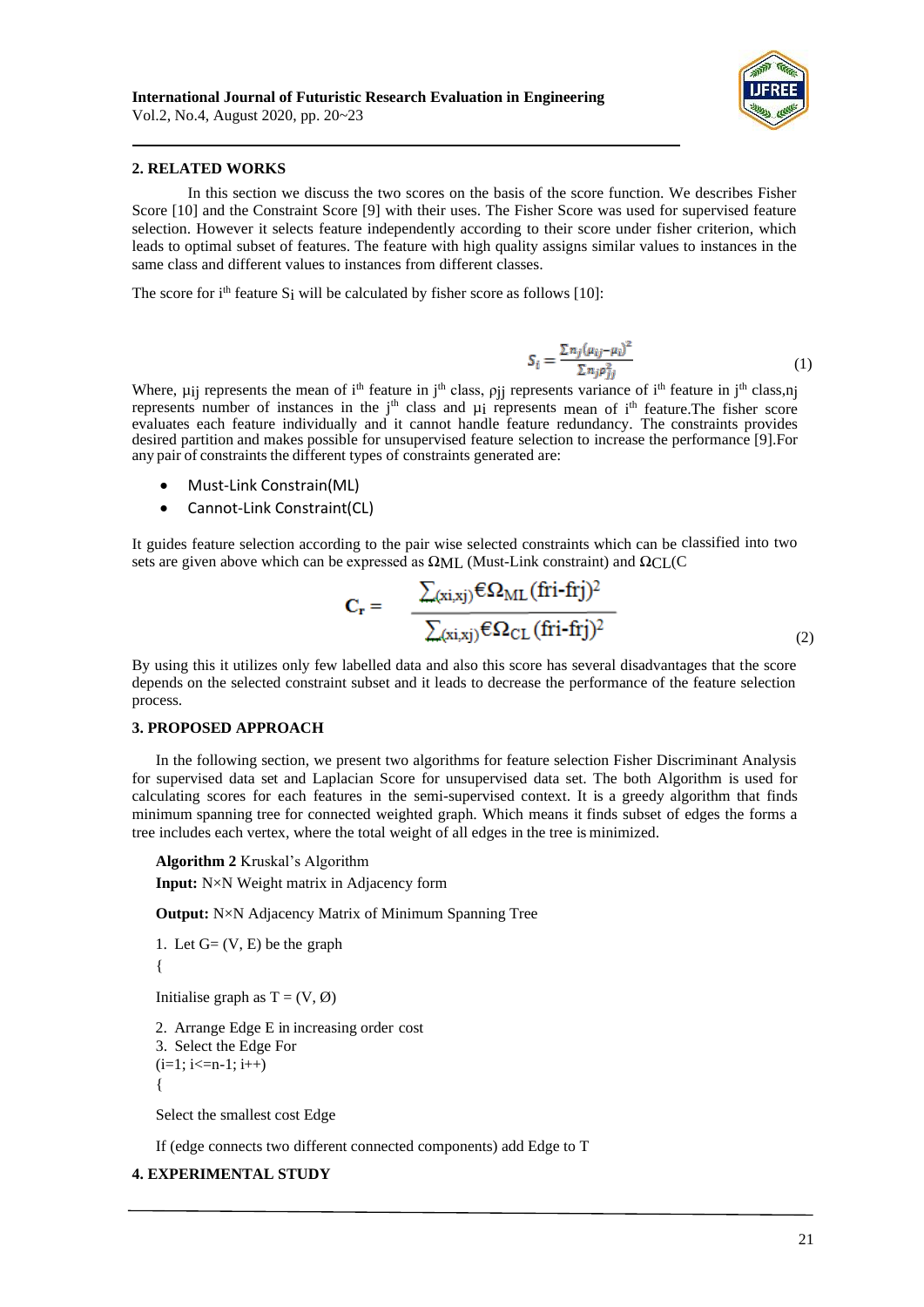## 2. RELATED WORKS

In this section we discuss the two scores on the basis of the score function. We describes Fisher Score [10] and the Constraint Score [9] with their uses. The Fisher Score was used for supervised feature selection. However it selects feature independently according to their score under fisher criterion, which leads to optimal subset of features. The feature with high quality assigns similar values to instances in the same class and different values to instances from different classes.

The score for $i^{th}$ feature $S_i$ will be calculated by fisher score as follows [10]:

$$S_i = \frac{\sum n_j(\mu_{ij}-\mu_i)^2}{\sum n_j \rho_{ij}^2} \tag{1}$$

Where, $\mu_{ij}$ represents the mean of $i^{th}$ feature in $j^{th}$ class, $\rho_{ij}$ represents variance of $i^{th}$ feature in $j^{th}$ class,$n_j$ represents number of instances in the $j^{th}$ class and $\mu_i$ represents mean of $i^{th}$ feature.The fisher score evaluates each feature individually and it cannot handle feature redundancy. The constraints provides desired partition and makes possible for unsupervised feature selection to increase the performance [9].For any pair of constraints the different types of constraints generated are:

- Must-Link Constrain(ML)
- Cannot-Link Constraint(CL)

It guides feature selection according to the pair wise selected constraints which can be classified into two sets are given above which can be expressed as $\Omega_{ML}$ (Must-Link constraint) and $\Omega_{CL}$(C

$$C_r = \frac{\sum_{(xi,xj)} \in \Omega_{ML} (fri-frj)^2}{\sum_{(xi,xj)} \in \Omega_{CL} (fri-frj)^2} \tag{2}$$

By using this it utilizes only few labelled data and also this score has several disadvantages that the score depends on the selected constraint subset and it leads to decrease the performance of the feature selection process.

## 3. PROPOSED APPROACH

In the following section, we present two algorithms for feature selection Fisher Discriminant Analysis for supervised data set and Laplacian Score for unsupervised data set. The both Algorithm is used for calculating scores for each features in the semi-supervised context. It is a greedy algorithm that finds minimum spanning tree for connected weighted graph. Which means it finds subset of edges the forms a tree includes each vertex, where the total weight of all edges in the tree is minimized.

**Algorithm 2** Kruskal's Algorithm

**Input:** N×N Weight matrix in Adjacency form

**Output:** N×N Adjacency Matrix of Minimum Spanning Tree

```
1. Let G= (V, E) be the graph
{
Initialise graph as T = (V, Ø)
2. Arrange Edge E in increasing order cost
3. Select the Edge For
(i=1; i<=n-1; i++)
{
Select the smallest cost Edge
If (edge connects two different connected components) add Edge to T
```

## 4. EXPERIMENTAL STUDY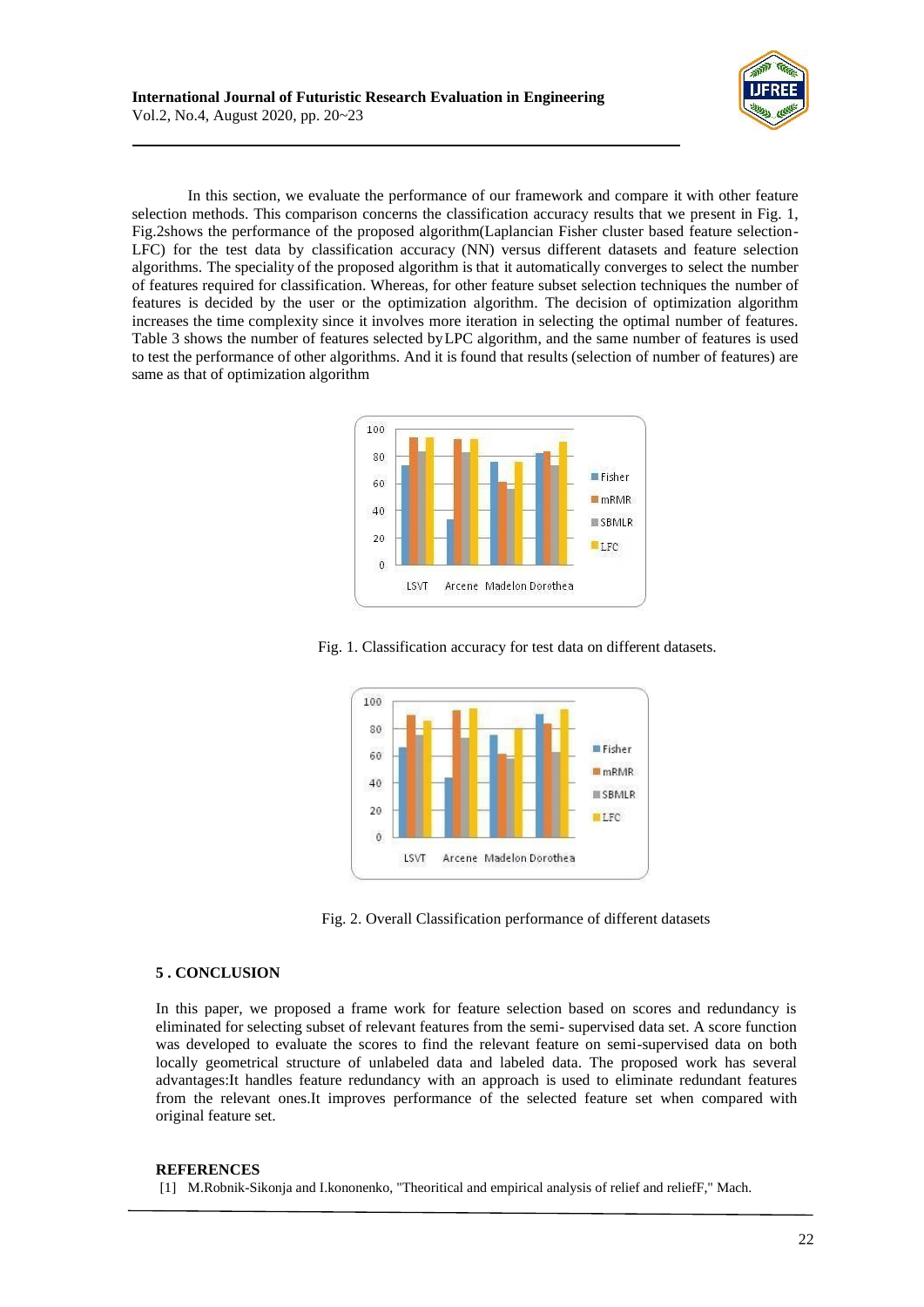In this section, we evaluate the performance of our framework and compare it with other feature selection methods. This comparison concerns the classification accuracy results that we present in Fig. 1, Fig.2shows the performance of the proposed algorithm(Laplancian Fisher cluster based feature selection-LFC) for the test data by classification accuracy (NN) versus different datasets and feature selection algorithms. The speciality of the proposed algorithm is that it automatically converges to select the number of features required for classification. Whereas, for other feature subset selection techniques the number of features is decided by the user or the optimization algorithm. The decision of optimization algorithm increases the time complexity since it involves more iteration in selecting the optimal number of features. Table 3 shows the number of features selected byLPC algorithm, and the same number of features is used to test the performance of other algorithms. And it is found that results (selection of number of features) are same as that of optimization algorithm

Fig. 1. Classification accuracy for test data on different datasets.

Fig. 2. Overall Classification performance of different datasets

## 5 . CONCLUSION

In this paper, we proposed a frame work for feature selection based on scores and redundancy is eliminated for selecting subset of relevant features from the semi- supervised data set. A score function was developed to evaluate the scores to find the relevant feature on semi-supervised data on both locally geometrical structure of unlabeled data and labeled data. The proposed work has several advantages:It handles feature redundancy with an approach is used to eliminate redundant features from the relevant ones.It improves performance of the selected feature set when compared with original feature set.

## REFERENCES

[1] M.Robnik-Sikonja and I.kononenko, "Theoritical and empirical analysis of relief and reliefF," Mach.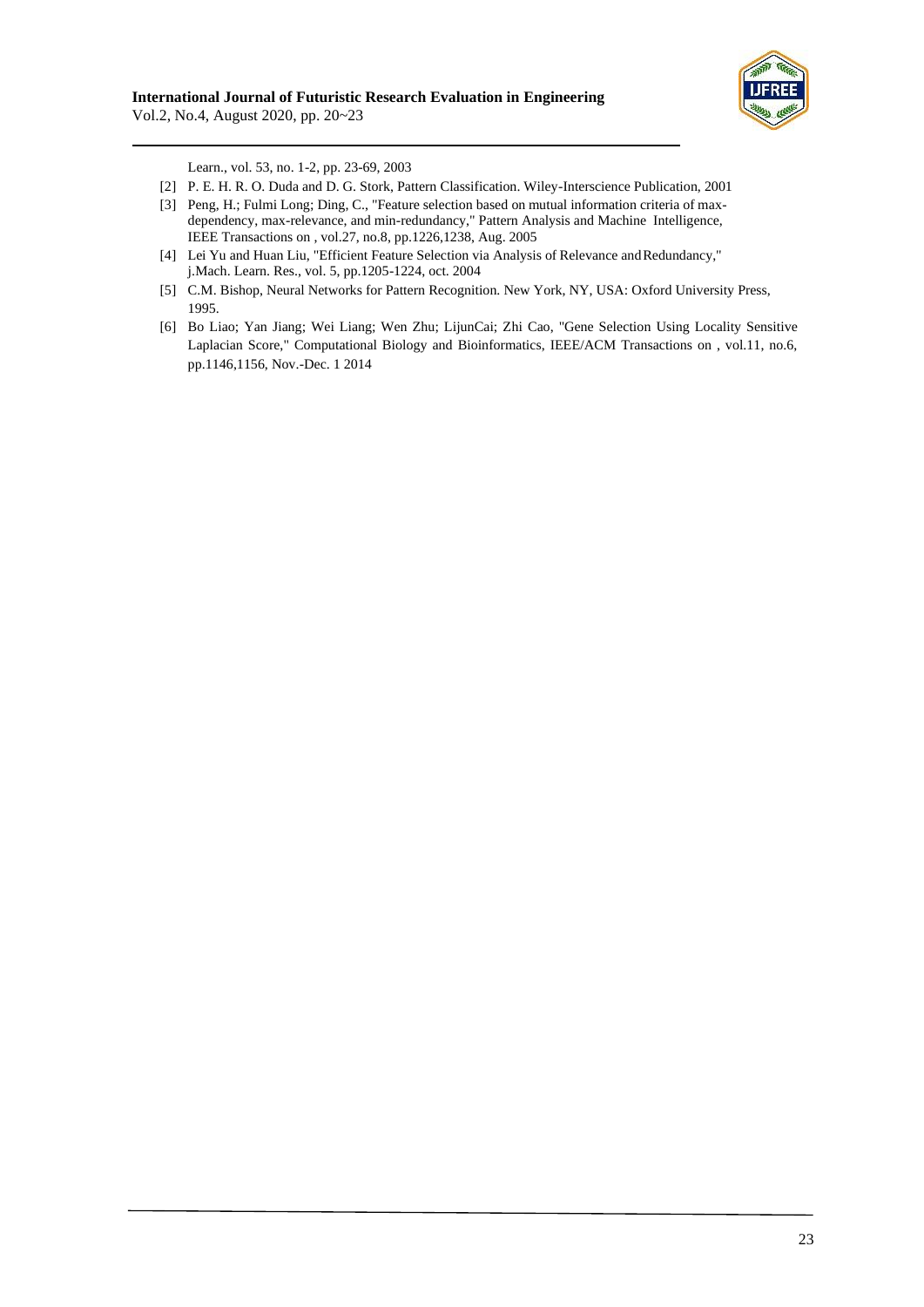Learn., vol. 53, no. 1-2, pp. 23-69, 2003

[2] P. E. H. R. O. Duda and D. G. Stork, Pattern Classification. Wiley-Interscience Publication, 2001

[3] Peng, H.; Fulmi Long; Ding, C., "Feature selection based on mutual information criteria of max-dependency, max-relevance, and min-redundancy," Pattern Analysis and Machine Intelligence, IEEE Transactions on , vol.27, no.8, pp.1226,1238, Aug. 2005

[4] Lei Yu and Huan Liu, "Efficient Feature Selection via Analysis of Relevance and Redundancy," j.Mach. Learn. Res., vol. 5, pp.1205-1224, oct. 2004

[5] C.M. Bishop, Neural Networks for Pattern Recognition. New York, NY, USA: Oxford University Press, 1995.

[6] Bo Liao; Yan Jiang; Wei Liang; Wen Zhu; LijunCai; Zhi Cao, "Gene Selection Using Locality Sensitive Laplacian Score," Computational Biology and Bioinformatics, IEEE/ACM Transactions on , vol.11, no.6, pp.1146,1156, Nov.-Dec. 1 2014